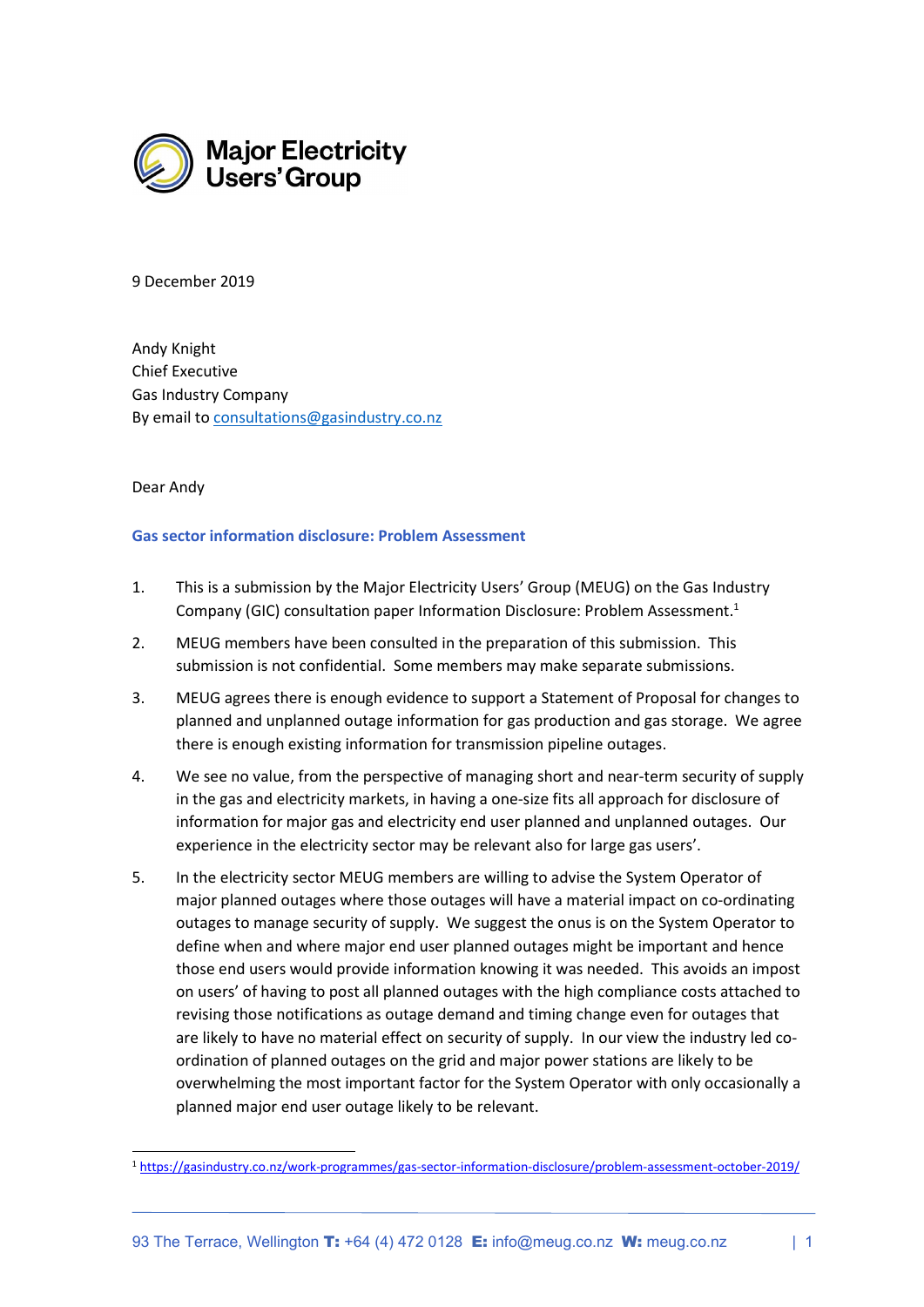**Major Electricity Users' Group**

9 December 2019

Andy Knight
Chief Executive
Gas Industry Company
By email to consultations@gasindustry.co.nz

Dear Andy

## Gas sector information disclosure: Problem Assessment

1. This is a submission by the Major Electricity Users' Group (MEUG) on the Gas Industry Company (GIC) consultation paper Information Disclosure: Problem Assessment.[1]

2. MEUG members have been consulted in the preparation of this submission. This submission is not confidential. Some members may make separate submissions.

3. MEUG agrees there is enough evidence to support a Statement of Proposal for changes to planned and unplanned outage information for gas production and gas storage. We agree there is enough existing information for transmission pipeline outages.

4. We see no value, from the perspective of managing short and near-term security of supply in the gas and electricity markets, in having a one-size fits all approach for disclosure of information for major gas and electricity end user planned and unplanned outages. Our experience in the electricity sector may be relevant also for large gas users'.

5. In the electricity sector MEUG members are willing to advise the System Operator of major planned outages where those outages will have a material impact on co-ordinating outages to manage security of supply. We suggest the onus is on the System Operator to define when and where major end user planned outages might be important and hence those end users would provide information knowing it was needed. This avoids an impost on users' of having to post all planned outages with the high compliance costs attached to revising those notifications as outage demand and timing change even for outages that are likely to have no material effect on security of supply. In our view the industry led co-ordination of planned outages on the grid and major power stations are likely to be overwhelming the most important factor for the System Operator with only occasionally a planned major end user outage likely to be relevant.

[1] https://gasindustry.co.nz/work-programmes/gas-sector-information-disclosure/problem-assessment-october-2019/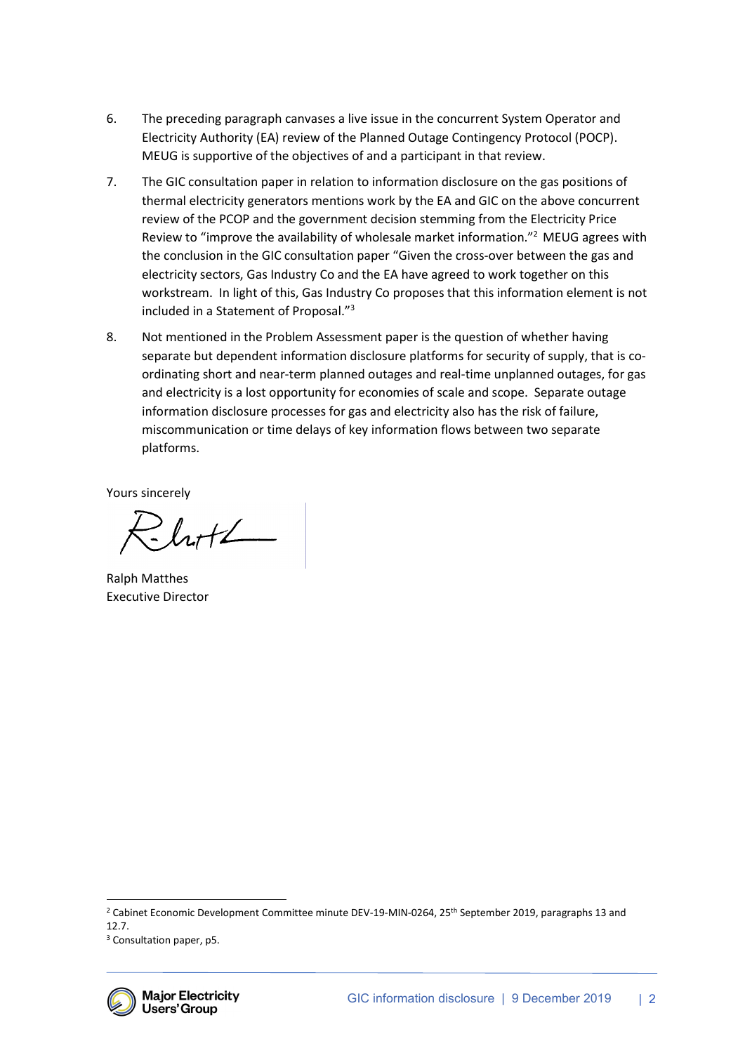6. The preceding paragraph canvases a live issue in the concurrent System Operator and Electricity Authority (EA) review of the Planned Outage Contingency Protocol (POCP). MEUG is supportive of the objectives of and a participant in that review.

7. The GIC consultation paper in relation to information disclosure on the gas positions of thermal electricity generators mentions work by the EA and GIC on the above concurrent review of the PCOP and the government decision stemming from the Electricity Price Review to "improve the availability of wholesale market information."[2] MEUG agrees with the conclusion in the GIC consultation paper "Given the cross-over between the gas and electricity sectors, Gas Industry Co and the EA have agreed to work together on this workstream. In light of this, Gas Industry Co proposes that this information element is not included in a Statement of Proposal."[3]

8. Not mentioned in the Problem Assessment paper is the question of whether having separate but dependent information disclosure platforms for security of supply, that is co-ordinating short and near-term planned outages and real-time unplanned outages, for gas and electricity is a lost opportunity for economies of scale and scope. Separate outage information disclosure processes for gas and electricity also has the risk of failure, miscommunication or time delays of key information flows between two separate platforms.

Yours sincerely

Ralph Matthes
Executive Director

---

[2] Cabinet Economic Development Committee minute DEV-19-MIN-0264, 25th September 2019, paragraphs 13 and 12.7.

[3] Consultation paper, p5.